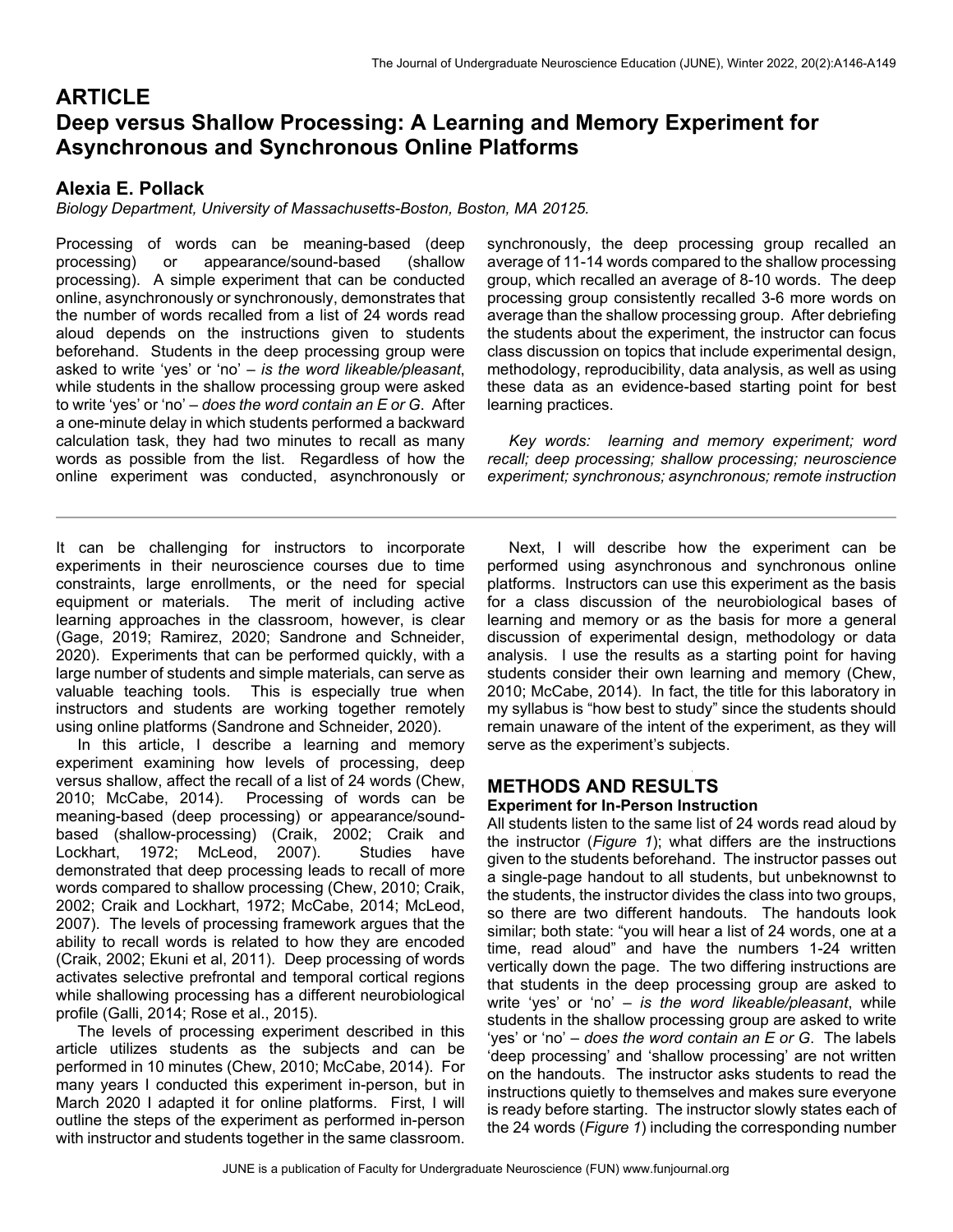# ARTICLE

# Deep versus Shallow Processing: A Learning and Memory Experiment for Asynchronous and Synchronous Online Platforms

## Alexia E. Pollack

*Biology Department, University of Massachusetts-Boston, Boston, MA 20125.*

Processing of words can be meaning-based (deep processing) or appearance/sound-based (shallow processing). A simple experiment that can be conducted online, asynchronously or synchronously, demonstrates that the number of words recalled from a list of 24 words read aloud depends on the instructions given to students beforehand. Students in the deep processing group were asked to write 'yes' or 'no' – *is the word likeable/pleasant*, while students in the shallow processing group were asked to write 'yes' or 'no' – *does the word contain an E or G*. After a one-minute delay in which students performed a backward calculation task, they had two minutes to recall as many words as possible from the list. Regardless of how the online experiment was conducted, asynchronously or synchronously, the deep processing group recalled an average of 11-14 words compared to the shallow processing group, which recalled an average of 8-10 words. The deep processing group consistently recalled 3-6 more words on average than the shallow processing group. After debriefing the students about the experiment, the instructor can focus class discussion on topics that include experimental design, methodology, reproducibility, data analysis, as well as using these data as an evidence-based starting point for best learning practices.

*Key words: learning and memory experiment; word recall; deep processing; shallow processing; neuroscience experiment; synchronous; asynchronous; remote instruction*

---

It can be challenging for instructors to incorporate experiments in their neuroscience courses due to time constraints, large enrollments, or the need for special equipment or materials. The merit of including active learning approaches in the classroom, however, is clear (Gage, 2019; Ramirez, 2020; Sandrone and Schneider, 2020). Experiments that can be performed quickly, with a large number of students and simple materials, can serve as valuable teaching tools. This is especially true when instructors and students are working together remotely using online platforms (Sandrone and Schneider, 2020).

In this article, I describe a learning and memory experiment examining how levels of processing, deep versus shallow, affect the recall of a list of 24 words (Chew, 2010; McCabe, 2014). Processing of words can be meaning-based (deep processing) or appearance/sound-based (shallow-processing) (Craik, 2002; Craik and Lockhart, 1972; McLeod, 2007). Studies have demonstrated that deep processing leads to recall of more words compared to shallow processing (Chew, 2010; Craik, 2002; Craik and Lockhart, 1972; McCabe, 2014; McLeod, 2007). The levels of processing framework argues that the ability to recall words is related to how they are encoded (Craik, 2002; Ekuni et al, 2011). Deep processing of words activates selective prefrontal and temporal cortical regions while shallowing processing has a different neurobiological profile (Galli, 2014; Rose et al., 2015).

The levels of processing experiment described in this article utilizes students as the subjects and can be performed in 10 minutes (Chew, 2010; McCabe, 2014). For many years I conducted this experiment in-person, but in March 2020 I adapted it for online platforms. First, I will outline the steps of the experiment as performed in-person with instructor and students together in the same classroom.

Next, I will describe how the experiment can be performed using asynchronous and synchronous online platforms. Instructors can use this experiment as the basis for a class discussion of the neurobiological bases of learning and memory or as the basis for more a general discussion of experimental design, methodology or data analysis. I use the results as a starting point for having students consider their own learning and memory (Chew, 2010; McCabe, 2014). In fact, the title for this laboratory in my syllabus is "how best to study" since the students should remain unaware of the intent of the experiment, as they will serve as the experiment's subjects.

## METHODS AND RESULTS

### Experiment for In-Person Instruction

All students listen to the same list of 24 words read aloud by the instructor (*Figure 1*); what differs are the instructions given to the students beforehand. The instructor passes out a single-page handout to all students, but unbeknownst to the students, the instructor divides the class into two groups, so there are two different handouts. The handouts look similar; both state: "you will hear a list of 24 words, one at a time, read aloud" and have the numbers 1-24 written vertically down the page. The two differing instructions are that students in the deep processing group are asked to write 'yes' or 'no' – *is the word likeable/pleasant*, while students in the shallow processing group are asked to write 'yes' or 'no' – *does the word contain an E or G*. The labels 'deep processing' and 'shallow processing' are not written on the handouts. The instructor asks students to read the instructions quietly to themselves and makes sure everyone is ready before starting. The instructor slowly states each of the 24 words (*Figure 1*) including the corresponding number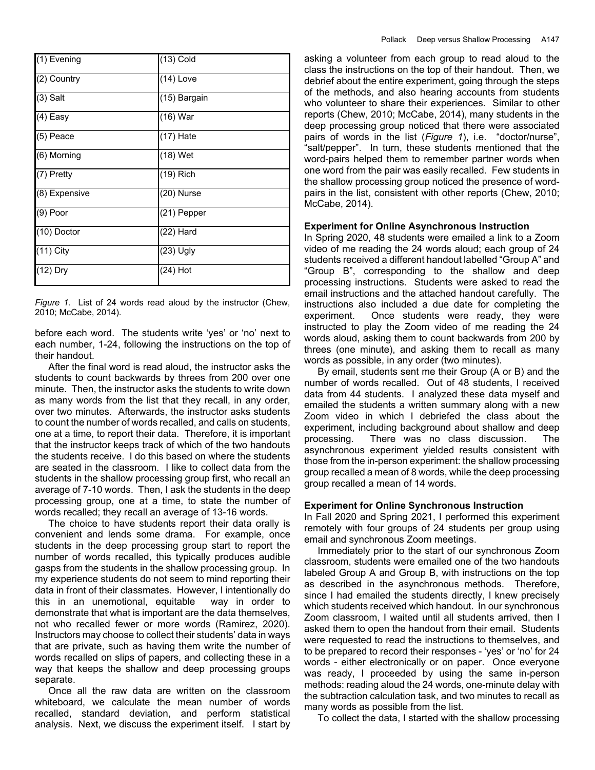| (1) Evening | (13) Cold |
|---|---|
| (2) Country | (14) Love |
| (3) Salt | (15) Bargain |
| (4) Easy | (16) War |
| (5) Peace | (17) Hate |
| (6) Morning | (18) Wet |
| (7) Pretty | (19) Rich |
| (8) Expensive | (20) Nurse |
| (9) Poor | (21) Pepper |
| (10) Doctor | (22) Hard |
| (11) City | (23) Ugly |
| (12) Dry | (24) Hot |

*Figure 1.* List of 24 words read aloud by the instructor (Chew, 2010; McCabe, 2014).

before each word. The students write 'yes' or 'no' next to each number, 1-24, following the instructions on the top of their handout.

After the final word is read aloud, the instructor asks the students to count backwards by threes from 200 over one minute. Then, the instructor asks the students to write down as many words from the list that they recall, in any order, over two minutes. Afterwards, the instructor asks students to count the number of words recalled, and calls on students, one at a time, to report their data. Therefore, it is important that the instructor keeps track of which of the two handouts the students receive. I do this based on where the students are seated in the classroom. I like to collect data from the students in the shallow processing group first, who recall an average of 7-10 words. Then, I ask the students in the deep processing group, one at a time, to state the number of words recalled; they recall an average of 13-16 words.

The choice to have students report their data orally is convenient and lends some drama. For example, once students in the deep processing group start to report the number of words recalled, this typically produces audible gasps from the students in the shallow processing group. In my experience students do not seem to mind reporting their data in front of their classmates. However, I intentionally do this in an unemotional, equitable way in order to demonstrate that what is important are the data themselves, not who recalled fewer or more words (Ramirez, 2020). Instructors may choose to collect their students' data in ways that are private, such as having them write the number of words recalled on slips of papers, and collecting these in a way that keeps the shallow and deep processing groups separate.

Once all the raw data are written on the classroom whiteboard, we calculate the mean number of words recalled, standard deviation, and perform statistical analysis. Next, we discuss the experiment itself. I start by asking a volunteer from each group to read aloud to the class the instructions on the top of their handout. Then, we debrief about the entire experiment, going through the steps of the methods, and also hearing accounts from students who volunteer to share their experiences. Similar to other reports (Chew, 2010; McCabe, 2014), many students in the deep processing group noticed that there were associated pairs of words in the list (*Figure 1*), i.e. "doctor/nurse", "salt/pepper". In turn, these students mentioned that the word-pairs helped them to remember partner words when one word from the pair was easily recalled. Few students in the shallow processing group noticed the presence of word-pairs in the list, consistent with other reports (Chew, 2010; McCabe, 2014).

**Experiment for Online Asynchronous Instruction**

In Spring 2020, 48 students were emailed a link to a Zoom video of me reading the 24 words aloud; each group of 24 students received a different handout labelled "Group A" and "Group B", corresponding to the shallow and deep processing instructions. Students were asked to read the email instructions and the attached handout carefully. The instructions also included a due date for completing the experiment. Once students were ready, they were instructed to play the Zoom video of me reading the 24 words aloud, asking them to count backwards from 200 by threes (one minute), and asking them to recall as many words as possible, in any order (two minutes).

By email, students sent me their Group (A or B) and the number of words recalled. Out of 48 students, I received data from 44 students. I analyzed these data myself and emailed the students a written summary along with a new Zoom video in which I debriefed the class about the experiment, including background about shallow and deep processing. There was no class discussion. The asynchronous experiment yielded results consistent with those from the in-person experiment: the shallow processing group recalled a mean of 8 words, while the deep processing group recalled a mean of 14 words.

**Experiment for Online Synchronous Instruction**

In Fall 2020 and Spring 2021, I performed this experiment remotely with four groups of 24 students per group using email and synchronous Zoom meetings.

Immediately prior to the start of our synchronous Zoom classroom, students were emailed one of the two handouts labeled Group A and Group B, with instructions on the top as described in the asynchronous methods. Therefore, since I had emailed the students directly, I knew precisely which students received which handout. In our synchronous Zoom classroom, I waited until all students arrived, then I asked them to open the handout from their email. Students were requested to read the instructions to themselves, and to be prepared to record their responses - 'yes' or 'no' for 24 words - either electronically or on paper. Once everyone was ready, I proceeded by using the same in-person methods: reading aloud the 24 words, one-minute delay with the subtraction calculation task, and two minutes to recall as many words as possible from the list.

To collect the data, I started with the shallow processing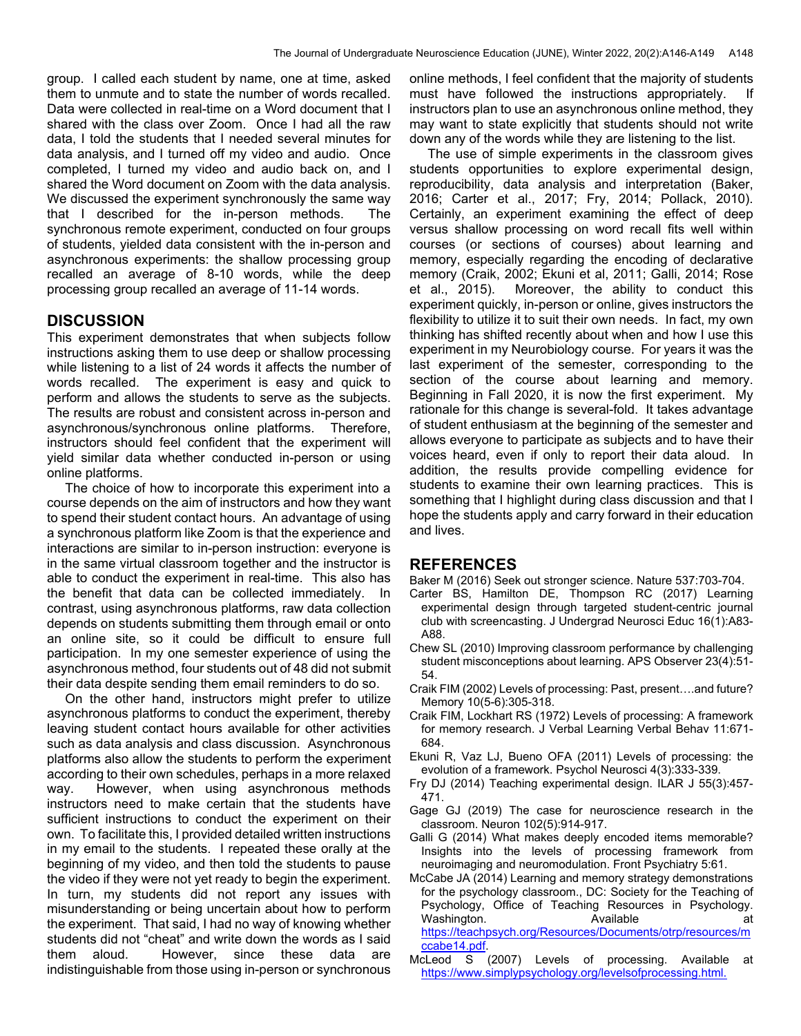group. I called each student by name, one at time, asked them to unmute and to state the number of words recalled. Data were collected in real-time on a Word document that I shared with the class over Zoom. Once I had all the raw data, I told the students that I needed several minutes for data analysis, and I turned off my video and audio. Once completed, I turned my video and audio back on, and I shared the Word document on Zoom with the data analysis. We discussed the experiment synchronously the same way that I described for the in-person methods. The synchronous remote experiment, conducted on four groups of students, yielded data consistent with the in-person and asynchronous experiments: the shallow processing group recalled an average of 8-10 words, while the deep processing group recalled an average of 11-14 words.

## DISCUSSION

This experiment demonstrates that when subjects follow instructions asking them to use deep or shallow processing while listening to a list of 24 words it affects the number of words recalled. The experiment is easy and quick to perform and allows the students to serve as the subjects. The results are robust and consistent across in-person and asynchronous/synchronous online platforms. Therefore, instructors should feel confident that the experiment will yield similar data whether conducted in-person or using online platforms.

The choice of how to incorporate this experiment into a course depends on the aim of instructors and how they want to spend their student contact hours. An advantage of using a synchronous platform like Zoom is that the experience and interactions are similar to in-person instruction: everyone is in the same virtual classroom together and the instructor is able to conduct the experiment in real-time. This also has the benefit that data can be collected immediately. In contrast, using asynchronous platforms, raw data collection depends on students submitting them through email or onto an online site, so it could be difficult to ensure full participation. In my one semester experience of using the asynchronous method, four students out of 48 did not submit their data despite sending them email reminders to do so.

On the other hand, instructors might prefer to utilize asynchronous platforms to conduct the experiment, thereby leaving student contact hours available for other activities such as data analysis and class discussion. Asynchronous platforms also allow the students to perform the experiment according to their own schedules, perhaps in a more relaxed way. However, when using asynchronous methods instructors need to make certain that the students have sufficient instructions to conduct the experiment on their own. To facilitate this, I provided detailed written instructions in my email to the students. I repeated these orally at the beginning of my video, and then told the students to pause the video if they were not yet ready to begin the experiment. In turn, my students did not report any issues with misunderstanding or being uncertain about how to perform the experiment. That said, I had no way of knowing whether students did not "cheat" and write down the words as I said them aloud. However, since these data are indistinguishable from those using in-person or synchronous online methods, I feel confident that the majority of students must have followed the instructions appropriately. If instructors plan to use an asynchronous online method, they may want to state explicitly that students should not write down any of the words while they are listening to the list.

The use of simple experiments in the classroom gives students opportunities to explore experimental design, reproducibility, data analysis and interpretation (Baker, 2016; Carter et al., 2017; Fry, 2014; Pollack, 2010). Certainly, an experiment examining the effect of deep versus shallow processing on word recall fits well within courses (or sections of courses) about learning and memory, especially regarding the encoding of declarative memory (Craik, 2002; Ekuni et al, 2011; Galli, 2014; Rose et al., 2015). Moreover, the ability to conduct this experiment quickly, in-person or online, gives instructors the flexibility to utilize it to suit their own needs. In fact, my own thinking has shifted recently about when and how I use this experiment in my Neurobiology course. For years it was the last experiment of the semester, corresponding to the section of the course about learning and memory. Beginning in Fall 2020, it is now the first experiment. My rationale for this change is several-fold. It takes advantage of student enthusiasm at the beginning of the semester and allows everyone to participate as subjects and to have their voices heard, even if only to report their data aloud. In addition, the results provide compelling evidence for students to examine their own learning practices. This is something that I highlight during class discussion and that I hope the students apply and carry forward in their education and lives.

## REFERENCES

Baker M (2016) Seek out stronger science. Nature 537:703-704.

Carter BS, Hamilton DE, Thompson RC (2017) Learning experimental design through targeted student-centric journal club with screencasting. J Undergrad Neurosci Educ 16(1):A83-A88.

Chew SL (2010) Improving classroom performance by challenging student misconceptions about learning. APS Observer 23(4):51-54.

Craik FIM (2002) Levels of processing: Past, present….and future? Memory 10(5-6):305-318.

Craik FIM, Lockhart RS (1972) Levels of processing: A framework for memory research. J Verbal Learning Verbal Behav 11:671-684.

Ekuni R, Vaz LJ, Bueno OFA (2011) Levels of processing: the evolution of a framework. Psychol Neurosci 4(3):333-339.

Fry DJ (2014) Teaching experimental design. ILAR J 55(3):457-471.

Gage GJ (2019) The case for neuroscience research in the classroom. Neuron 102(5):914-917.

Galli G (2014) What makes deeply encoded items memorable? Insights into the levels of processing framework from neuroimaging and neuromodulation. Front Psychiatry 5:61.

McCabe JA (2014) Learning and memory strategy demonstrations for the psychology classroom., DC: Society for the Teaching of Psychology, Office of Teaching Resources in Psychology. Washington. Available at https://teachpsych.org/Resources/Documents/otrp/resources/mccabe14.pdf.

McLeod S (2007) Levels of processing. Available at https://www.simplypsychology.org/levelsofprocessing.html.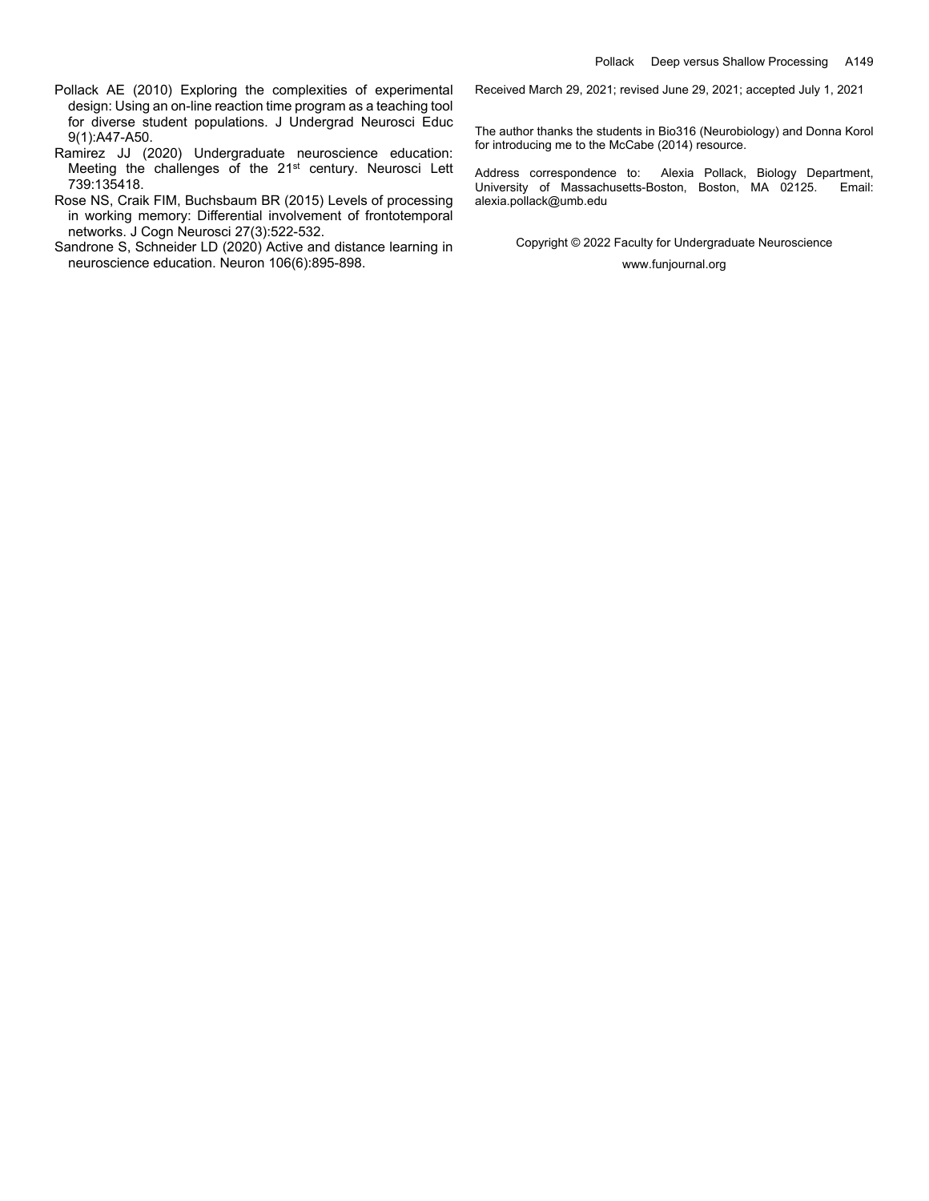Pollack AE (2010) Exploring the complexities of experimental design: Using an on-line reaction time program as a teaching tool for diverse student populations. J Undergrad Neurosci Educ 9(1):A47-A50.

Ramirez JJ (2020) Undergraduate neuroscience education: Meeting the challenges of the 21st century. Neurosci Lett 739:135418.

Rose NS, Craik FIM, Buchsbaum BR (2015) Levels of processing in working memory: Differential involvement of frontotemporal networks. J Cogn Neurosci 27(3):522-532.

Sandrone S, Schneider LD (2020) Active and distance learning in neuroscience education. Neuron 106(6):895-898.

Received March 29, 2021; revised June 29, 2021; accepted July 1, 2021

The author thanks the students in Bio316 (Neurobiology) and Donna Korol for introducing me to the McCabe (2014) resource.

Address correspondence to: Alexia Pollack, Biology Department, University of Massachusetts-Boston, Boston, MA 02125. Email: alexia.pollack@umb.edu

Copyright © 2022 Faculty for Undergraduate Neuroscience

www.funjournal.org